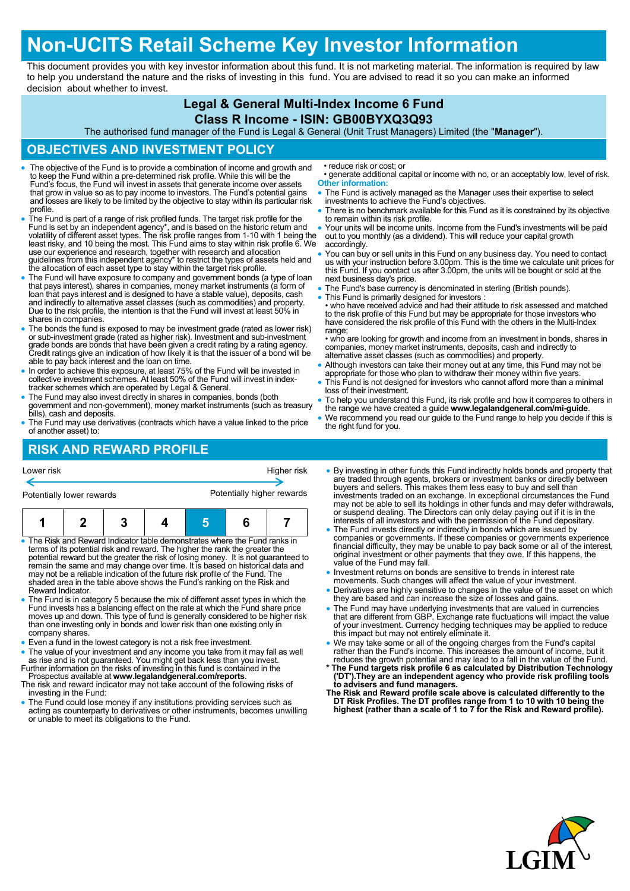# Non-UCITS Retail Scheme Key Investor Information

This document provides you with key investor information about this fund. It is not marketing material. The information is required by law to help you understand the nature and the risks of investing in this fund. You are advised to read it so you can make an informed decision about whether to invest.

## Legal & General Multi-Index Income 6 Fund

## Class R Income - ISIN: GB00BYXQ3Q93

The authorised fund manager of the Fund is Legal & General (Unit Trust Managers) Limited (the "**Manager**").

## OBJECTIVES AND INVESTMENT POLICY

- The objective of the Fund is to provide a combination of income and growth and to keep the Fund within a pre-determined risk profile. While this will be the Fund's focus, the Fund will invest in assets that generate income over assets that grow in value so as to pay income to investors. The Fund's potential gains and losses are likely to be limited by the objective to stay within its particular risk profile.
- The Fund is part of a range of risk profiled funds. The target risk profile for the Fund is set by an independent agency*, and is based on the historic return and volatility of different asset types. The risk profile ranges from 1-10 with 1 being the least risky, and 10 being the most. This Fund aims to stay within risk profile 6. We use our experience and research, together with research and allocation guidelines from this independent agency* to restrict the types of assets held and the allocation of each asset type to stay within the target risk profile.
- The Fund will have exposure to company and government bonds (a type of loan that pays interest), shares in companies, money market instruments (a form of loan that pays interest and is designed to have a stable value), deposits, cash and indirectly to alternative asset classes (such as commodities) and property. Due to the risk profile, the intention is that the Fund will invest at least 50% in shares in companies.
- The bonds the fund is exposed to may be investment grade (rated as lower risk) or sub-investment grade (rated as higher risk). Investment and sub-investment grade bonds are bonds that have been given a credit rating by a rating agency. Credit ratings give an indication of how likely it is that the issuer of a bond will be able to pay back interest and the loan on time.
- In order to achieve this exposure, at least 75% of the Fund will be invested in collective investment schemes. At least 50% of the Fund will invest in index-tracker schemes which are operated by Legal & General.
- The Fund may also invest directly in shares in companies, bonds (both government and non-government), money market instruments (such as treasury bills), cash and deposits.
- The Fund may use derivatives (contracts which have a value linked to the price of another asset) to:
  - reduce risk or cost; or
  - generate additional capital or income with no, or an acceptably low, level of risk.

**Other information:**

- The Fund is actively managed as the Manager uses their expertise to select investments to achieve the Fund's objectives.
- There is no benchmark available for this Fund as it is constrained by its objective to remain within its risk profile.
- Your units will be income units. Income from the Fund's investments will be paid out to you monthly (as a dividend). This will reduce your capital growth accordingly.
- You can buy or sell units in this Fund on any business day. You need to contact us with your instruction before 3.00pm. This is the time we calculate unit prices for this Fund. If you contact us after 3.00pm, the units will be bought or sold at the next business day's price.
- The Fund's base currency is denominated in sterling (British pounds).
- This Fund is primarily designed for investors :
  - who have received advice and had their attitude to risk assessed and matched to the risk profile of this Fund but may be appropriate for those investors who have considered the risk profile of this Fund with the others in the Multi-Index range;
  - who are looking for growth and income from an investment in bonds, shares in companies, money market instruments, deposits, cash and indirectly to alternative asset classes (such as commodities) and property.
- Although investors can take their money out at any time, this Fund may not be appropriate for those who plan to withdraw their money within five years.
- This Fund is not designed for investors who cannot afford more than a minimal loss of their investment.
- To help you understand this Fund, its risk profile and how it compares to others in the range we have created a guide **www.legalandgeneral.com/mi-guide**.
- We recommend you read our guide to the Fund range to help you decide if this is the right fund for you.

## RISK AND REWARD PROFILE

Lower risk ← → Higher risk

Potentially lower rewards — Potentially higher rewards

| 1 | 2 | 3 | 4 | **5** | 6 | 7 |
|---|---|---|---|---|---|---|

- The Risk and Reward Indicator table demonstrates where the Fund ranks in terms of its potential risk and reward. The higher the rank the greater the potential reward but the greater the risk of losing money. It is not guaranteed to remain the same and may change over time. It is based on historical data and may not be a reliable indication of the future risk profile of the Fund. The shaded area in the table above shows the Fund's ranking on the Risk and Reward Indicator.
- The Fund is in category 5 because the mix of different asset types in which the Fund invests has a balancing effect on the rate at which the Fund share price moves up and down. This type of fund is generally considered to be higher risk than one investing only in bonds and lower risk than one existing only in company shares.
- Even a fund in the lowest category is not a risk free investment.
- The value of your investment and any income you take from it may fall as well as rise and is not guaranteed. You might get back less than you invest.

Further information on the risks of investing in this fund is contained in the Prospectus available at **www.legalandgeneral.com/reports**.

The risk and reward indicator may not take account of the following risks of investing in the Fund:

- The Fund could lose money if any institutions providing services such as acting as counterparty to derivatives or other instruments, becomes unwilling or unable to meet its obligations to the Fund.
- By investing in other funds this Fund indirectly holds bonds and property that are traded through agents, brokers or investment banks or directly between buyers and sellers. This makes them less easy to buy and sell than investments traded on an exchange. In exceptional circumstances the Fund may not be able to sell its holdings in other funds and may defer withdrawals, or suspend dealing. The Directors can only delay paying out if it is in the interests of all investors and with the permission of the Fund depositary.
- The Fund invests directly or indirectly in bonds which are issued by companies or governments. If these companies or governments experience financial difficulty, they may be unable to pay back some or all of the interest, original investment or other payments that they owe. If this happens, the value of the Fund may fall.
- Investment returns on bonds are sensitive to trends in interest rate movements. Such changes will affect the value of your investment.
- Derivatives are highly sensitive to changes in the value of the asset on which they are based and can increase the size of losses and gains.
- The Fund may have underlying investments that are valued in currencies that are different from GBP. Exchange rate fluctuations will impact the value of your investment. Currency hedging techniques may be applied to reduce this impact but may not entirely eliminate it.
- We may take some or all of the ongoing charges from the Fund's capital rather than the Fund's income. This increases the amount of income, but it reduces the growth potential and may lead to a fall in the value of the Fund.

**\* The Fund targets risk profile 6 as calculated by Distribution Technology ('DT').They are an independent agency who provide risk profiling tools to advisers and fund managers.**

**The Risk and Reward profile scale above is calculated differently to the DT Risk Profiles. The DT profiles range from 1 to 10 with 10 being the highest (rather than a scale of 1 to 7 for the Risk and Reward profile).**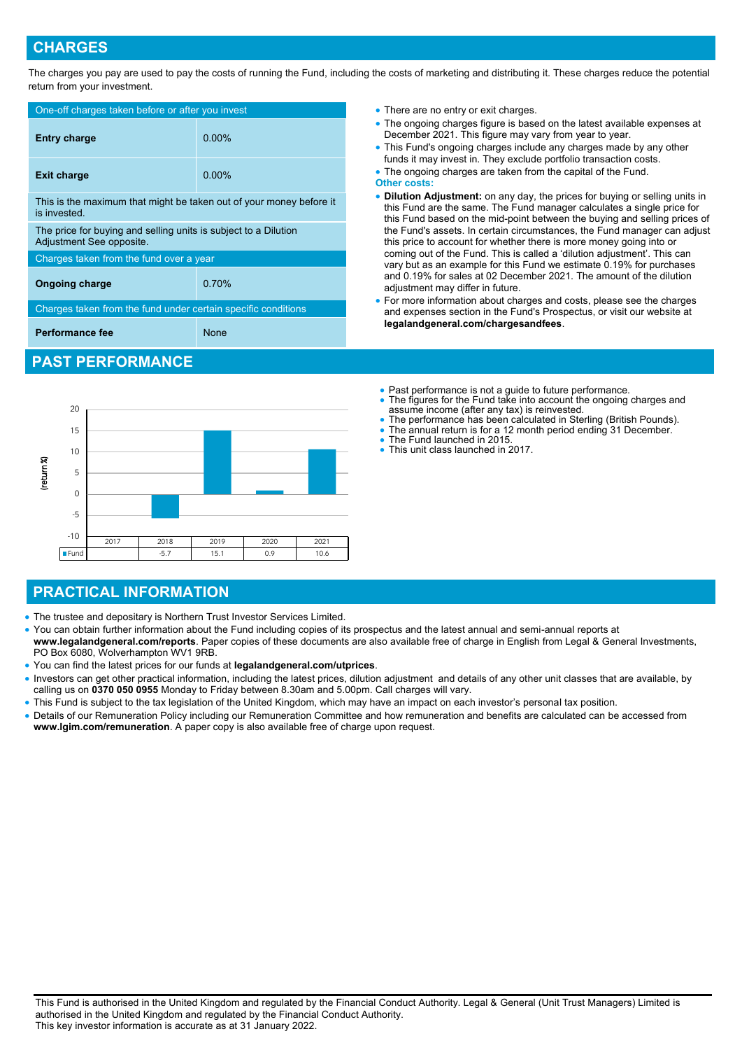## CHARGES

The charges you pay are used to pay the costs of running the Fund, including the costs of marketing and distributing it. These charges reduce the potential return from your investment.

| One-off charges taken before or after you invest | |
|---|---|
| **Entry charge** | 0.00% |
| **Exit charge** | 0.00% |
| This is the maximum that might be taken out of your money before it is invested. | |
| The price for buying and selling units is subject to a Dilution Adjustment See opposite. | |
| Charges taken from the fund over a year | |
| **Ongoing charge** | 0.70% |
| Charges taken from the fund under certain specific conditions | |
| **Performance fee** | None |

- There are no entry or exit charges.
- The ongoing charges figure is based on the latest available expenses at December 2021. This figure may vary from year to year.
- This Fund's ongoing charges include any charges made by any other funds it may invest in. They exclude portfolio transaction costs.
- The ongoing charges are taken from the capital of the Fund.

**Other costs:**

- **Dilution Adjustment:** on any day, the prices for buying or selling units in this Fund are the same. The Fund manager calculates a single price for this Fund based on the mid-point between the buying and selling prices of the Fund's assets. In certain circumstances, the Fund manager can adjust this price to account for whether there is more money going into or coming out of the Fund. This is called a 'dilution adjustment'. This can vary but as an example for this Fund we estimate 0.19% for purchases and 0.19% for sales at 02 December 2021. The amount of the dilution adjustment may differ in future.
- For more information about charges and costs, please see the charges and expenses section in the Fund's Prospectus, or visit our website at **legalandgeneral.com/chargesandfees**.

## PAST PERFORMANCE

(return %)

20
15
10
5
0
-5
-10

2017 2018 2019 2020 2021

Fund -5.7 15.1 0.9 10.6

- Past performance is not a guide to future performance.
- The figures for the Fund take into account the ongoing charges and assume income (after any tax) is reinvested.
- The performance has been calculated in Sterling (British Pounds).
- The annual return is for a 12 month period ending 31 December.
- The Fund launched in 2015.
- This unit class launched in 2017.

## PRACTICAL INFORMATION

- The trustee and depositary is Northern Trust Investor Services Limited.
- You can obtain further information about the Fund including copies of its prospectus and the latest annual and semi-annual reports at **www.legalandgeneral.com/reports**. Paper copies of these documents are also available free of charge in English from Legal & General Investments, PO Box 6080, Wolverhampton WV1 9RB.
- You can find the latest prices for our funds at **legalandgeneral.com/utprices**.
- Investors can get other practical information, including the latest prices, dilution adjustment and details of any other unit classes that are available, by calling us on **0370 050 0955** Monday to Friday between 8.30am and 5.00pm. Call charges will vary.
- This Fund is subject to the tax legislation of the United Kingdom, which may have an impact on each investor's personal tax position.
- Details of our Remuneration Policy including our Remuneration Committee and how remuneration and benefits are calculated can be accessed from **www.lgim.com/remuneration**. A paper copy is also available free of charge upon request.

This Fund is authorised in the United Kingdom and regulated by the Financial Conduct Authority. Legal & General (Unit Trust Managers) Limited is authorised in the United Kingdom and regulated by the Financial Conduct Authority.
This key investor information is accurate as at 31 January 2022.